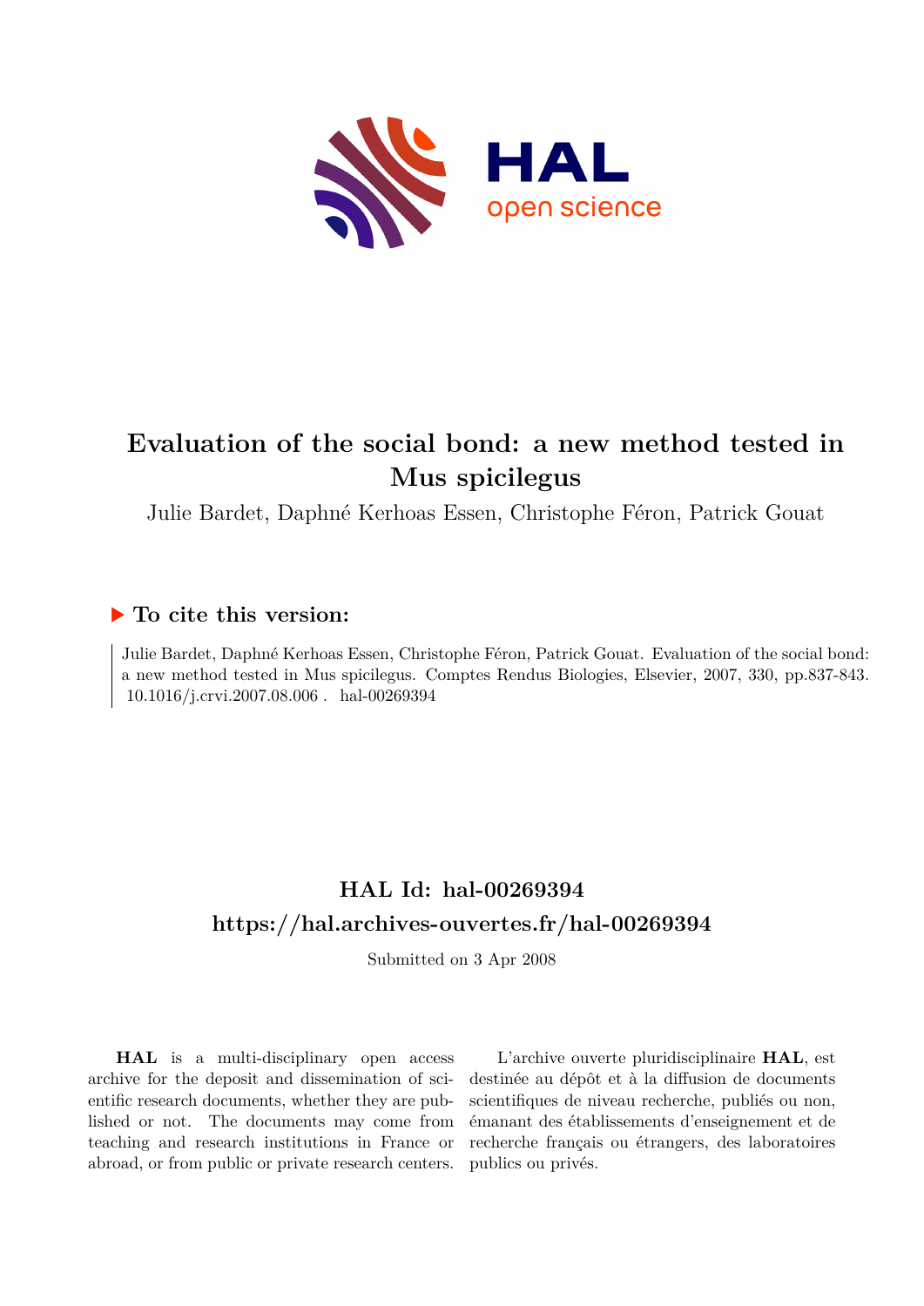# Evaluation of the social bond: a new method tested in Mus spicilegus

Julie Bardet, Daphné Kerhoas Essen, Christophe Féron, Patrick Gouat

## ▶ To cite this version:

Julie Bardet, Daphné Kerhoas Essen, Christophe Féron, Patrick Gouat. Evaluation of the social bond: a new method tested in Mus spicilegus. Comptes Rendus Biologies, Elsevier, 2007, 330, pp.837-843. 10.1016/j.crvi.2007.08.006 . hal-00269394

## HAL Id: hal-00269394

## https://hal.archives-ouvertes.fr/hal-00269394

Submitted on 3 Apr 2008

**HAL** is a multi-disciplinary open access archive for the deposit and dissemination of scientific research documents, whether they are published or not. The documents may come from teaching and research institutions in France or abroad, or from public or private research centers.

L'archive ouverte pluridisciplinaire **HAL**, est destinée au dépôt et à la diffusion de documents scientifiques de niveau recherche, publiés ou non, émanant des établissements d'enseignement et de recherche français ou étrangers, des laboratoires publics ou privés.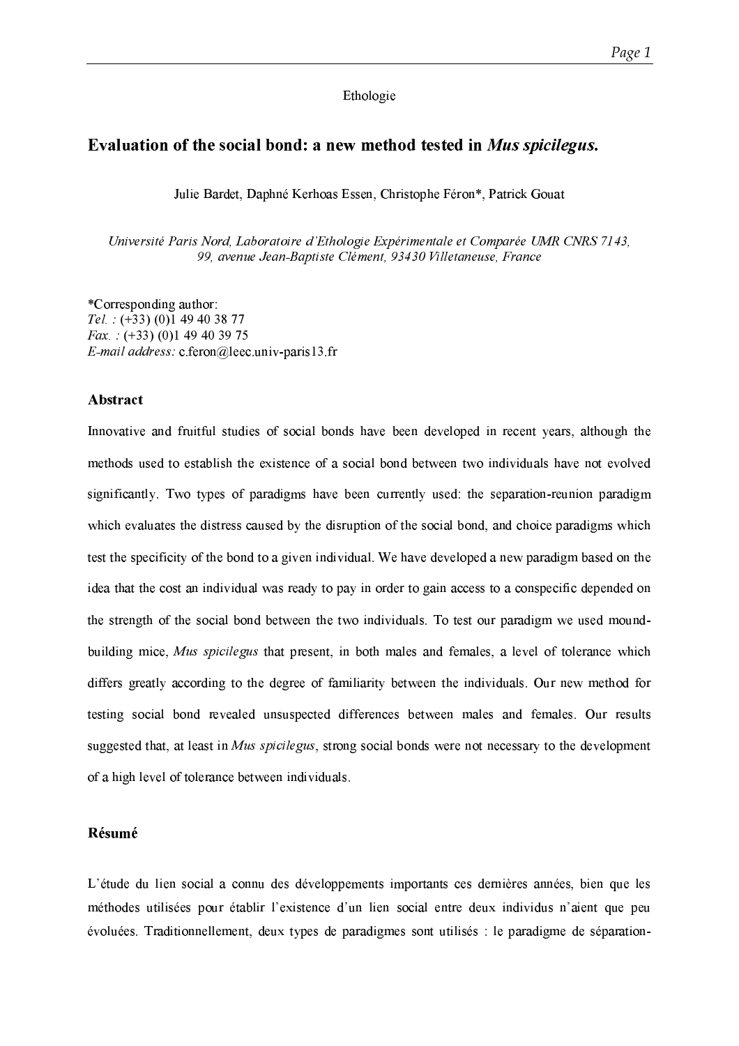Ethologie

# Evaluation of the social bond: a new method tested in *Mus spicilegus*.

Julie Bardet, Daphné Kerhoas Essen, Christophe Féron*, Patrick Gouat

*Université Paris Nord, Laboratoire d'Ethologie Expérimentale et Comparée UMR CNRS 7143, 99, avenue Jean-Baptiste Clément, 93430 Villetaneuse, France*

*Corresponding author:
*Tel. :* (+33) (0)1 49 40 38 77
*Fax. :* (+33) (0)1 49 40 39 75
*E-mail address:* c.feron@leec.univ-paris13.fr

## Abstract

Innovative and fruitful studies of social bonds have been developed in recent years, although the methods used to establish the existence of a social bond between two individuals have not evolved significantly. Two types of paradigms have been currently used: the separation-reunion paradigm which evaluates the distress caused by the disruption of the social bond, and choice paradigms which test the specificity of the bond to a given individual. We have developed a new paradigm based on the idea that the cost an individual was ready to pay in order to gain access to a conspecific depended on the strength of the social bond between the two individuals. To test our paradigm we used mound-building mice, *Mus spicilegus* that present, in both males and females, a level of tolerance which differs greatly according to the degree of familiarity between the individuals. Our new method for testing social bond revealed unsuspected differences between males and females. Our results suggested that, at least in *Mus spicilegus*, strong social bonds were not necessary to the development of a high level of tolerance between individuals.

## Résumé

L'étude du lien social a connu des développements importants ces dernières années, bien que les méthodes utilisées pour établir l'existence d'un lien social entre deux individus n'aient que peu évoluées. Traditionnellement, deux types de paradigmes sont utilisés : le paradigme de séparation-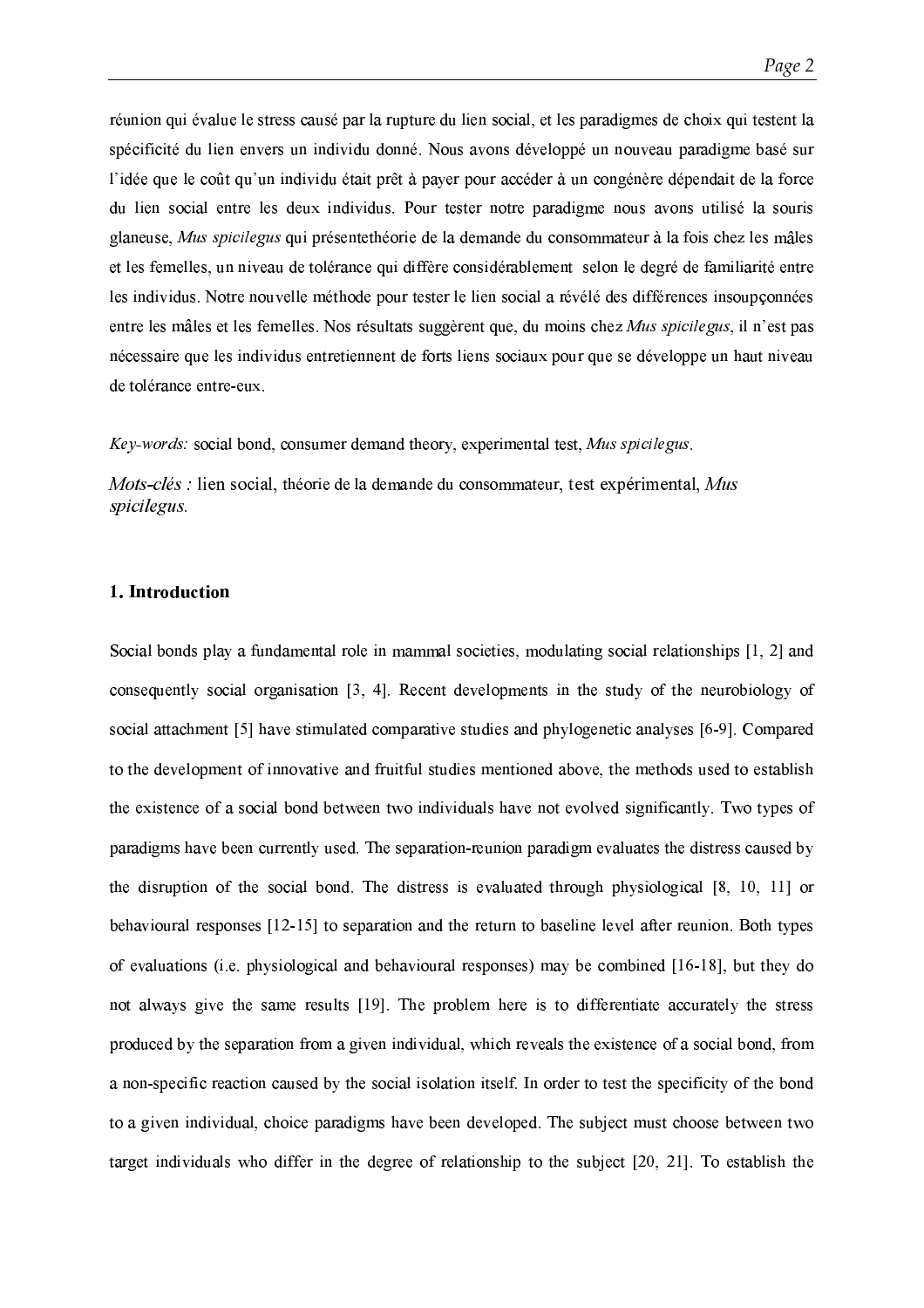réunion qui évalue le stress causé par la rupture du lien social, et les paradigmes de choix qui testent la spécificité du lien envers un individu donné. Nous avons développé un nouveau paradigme basé sur l'idée que le coût qu'un individu était prêt à payer pour accéder à un congénère dépendait de la force du lien social entre les deux individus. Pour tester notre paradigme nous avons utilisé la souris glaneuse, *Mus spicilegus* qui présentethéorie de la demande du consommateur à la fois chez les mâles et les femelles, un niveau de tolérance qui diffère considérablement selon le degré de familiarité entre les individus. Notre nouvelle méthode pour tester le lien social a révélé des différences insoupçonnées entre les mâles et les femelles. Nos résultats suggèrent que, du moins chez *Mus spicilegus*, il n'est pas nécessaire que les individus entretiennent de forts liens sociaux pour que se développe un haut niveau de tolérance entre-eux.

*Key-words:* social bond, consumer demand theory, experimental test, *Mus spicilegus*.

*Mots-clés :* lien social, théorie de la demande du consommateur, test expérimental, *Mus spicilegus*.

## 1. Introduction

Social bonds play a fundamental role in mammal societies, modulating social relationships [1, 2] and consequently social organisation [3, 4]. Recent developments in the study of the neurobiology of social attachment [5] have stimulated comparative studies and phylogenetic analyses [6-9]. Compared to the development of innovative and fruitful studies mentioned above, the methods used to establish the existence of a social bond between two individuals have not evolved significantly. Two types of paradigms have been currently used. The separation-reunion paradigm evaluates the distress caused by the disruption of the social bond. The distress is evaluated through physiological [8, 10, 11] or behavioural responses [12-15] to separation and the return to baseline level after reunion. Both types of evaluations (i.e. physiological and behavioural responses) may be combined [16-18], but they do not always give the same results [19]. The problem here is to differentiate accurately the stress produced by the separation from a given individual, which reveals the existence of a social bond, from a non-specific reaction caused by the social isolation itself. In order to test the specificity of the bond to a given individual, choice paradigms have been developed. The subject must choose between two target individuals who differ in the degree of relationship to the subject [20, 21]. To establish the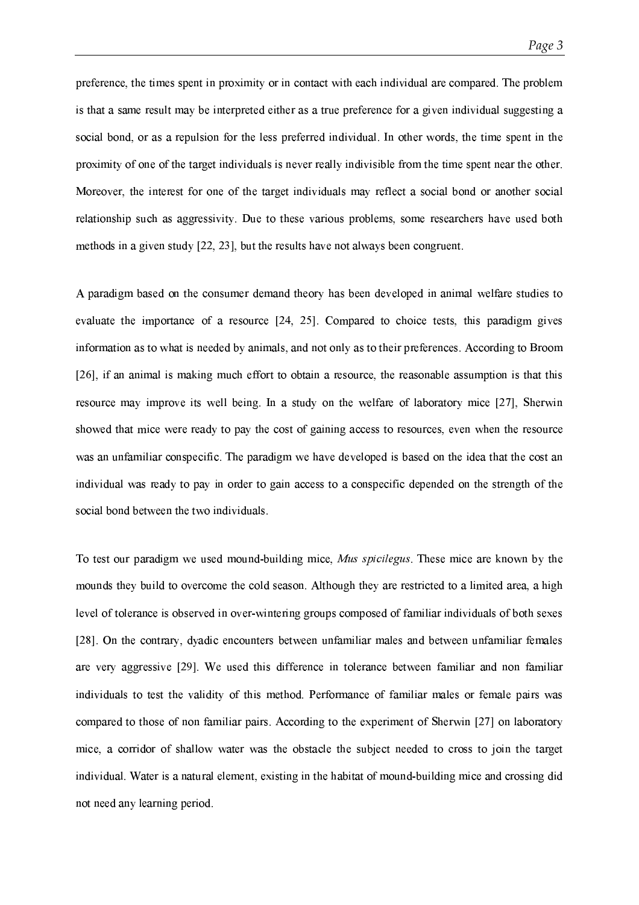preference, the times spent in proximity or in contact with each individual are compared. The problem is that a same result may be interpreted either as a true preference for a given individual suggesting a social bond, or as a repulsion for the less preferred individual. In other words, the time spent in the proximity of one of the target individuals is never really indivisible from the time spent near the other. Moreover, the interest for one of the target individuals may reflect a social bond or another social relationship such as aggressivity. Due to these various problems, some researchers have used both methods in a given study [22, 23], but the results have not always been congruent.

A paradigm based on the consumer demand theory has been developed in animal welfare studies to evaluate the importance of a resource [24, 25]. Compared to choice tests, this paradigm gives information as to what is needed by animals, and not only as to their preferences. According to Broom [26], if an animal is making much effort to obtain a resource, the reasonable assumption is that this resource may improve its well being. In a study on the welfare of laboratory mice [27], Sherwin showed that mice were ready to pay the cost of gaining access to resources, even when the resource was an unfamiliar conspecific. The paradigm we have developed is based on the idea that the cost an individual was ready to pay in order to gain access to a conspecific depended on the strength of the social bond between the two individuals.

To test our paradigm we used mound-building mice, *Mus spicilegus*. These mice are known by the mounds they build to overcome the cold season. Although they are restricted to a limited area, a high level of tolerance is observed in over-wintering groups composed of familiar individuals of both sexes [28]. On the contrary, dyadic encounters between unfamiliar males and between unfamiliar females are very aggressive [29]. We used this difference in tolerance between familiar and non familiar individuals to test the validity of this method. Performance of familiar males or female pairs was compared to those of non familiar pairs. According to the experiment of Sherwin [27] on laboratory mice, a corridor of shallow water was the obstacle the subject needed to cross to join the target individual. Water is a natural element, existing in the habitat of mound-building mice and crossing did not need any learning period.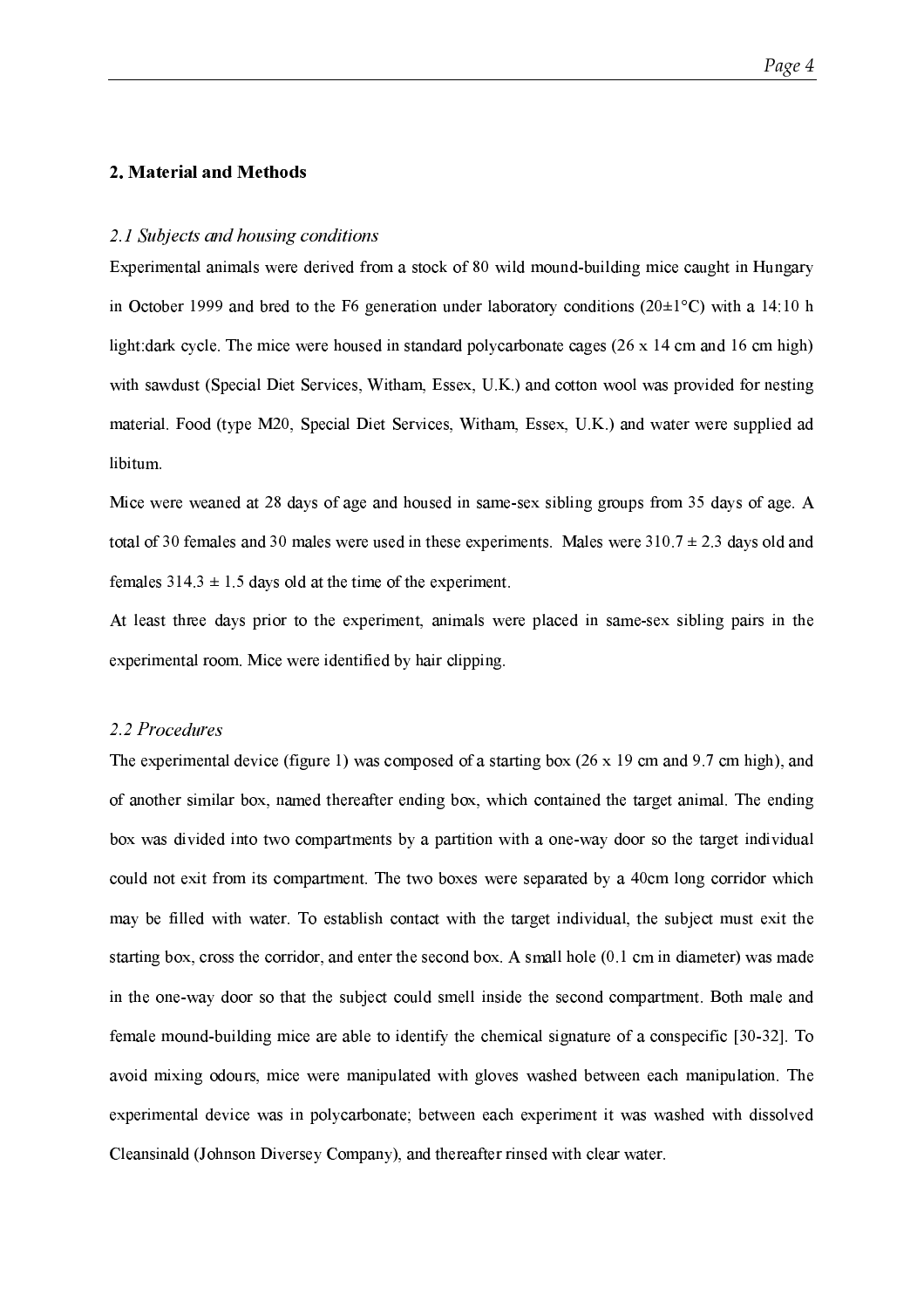## 2. Material and Methods

### *2.1 Subjects and housing conditions*

Experimental animals were derived from a stock of 80 wild mound-building mice caught in Hungary in October 1999 and bred to the F6 generation under laboratory conditions (20±1°C) with a 14:10 h light:dark cycle. The mice were housed in standard polycarbonate cages (26 x 14 cm and 16 cm high) with sawdust (Special Diet Services, Witham, Essex, U.K.) and cotton wool was provided for nesting material. Food (type M20, Special Diet Services, Witham, Essex, U.K.) and water were supplied ad libitum.

Mice were weaned at 28 days of age and housed in same-sex sibling groups from 35 days of age. A total of 30 females and 30 males were used in these experiments. Males were 310.7 ± 2.3 days old and females 314.3 ± 1.5 days old at the time of the experiment.

At least three days prior to the experiment, animals were placed in same-sex sibling pairs in the experimental room. Mice were identified by hair clipping.

### *2.2 Procedures*

The experimental device (figure 1) was composed of a starting box (26 x 19 cm and 9.7 cm high), and of another similar box, named thereafter ending box, which contained the target animal. The ending box was divided into two compartments by a partition with a one-way door so the target individual could not exit from its compartment. The two boxes were separated by a 40cm long corridor which may be filled with water. To establish contact with the target individual, the subject must exit the starting box, cross the corridor, and enter the second box. A small hole (0.1 cm in diameter) was made in the one-way door so that the subject could smell inside the second compartment. Both male and female mound-building mice are able to identify the chemical signature of a conspecific [30-32]. To avoid mixing odours, mice were manipulated with gloves washed between each manipulation. The experimental device was in polycarbonate; between each experiment it was washed with dissolved Cleansinald (Johnson Diversey Company), and thereafter rinsed with clear water.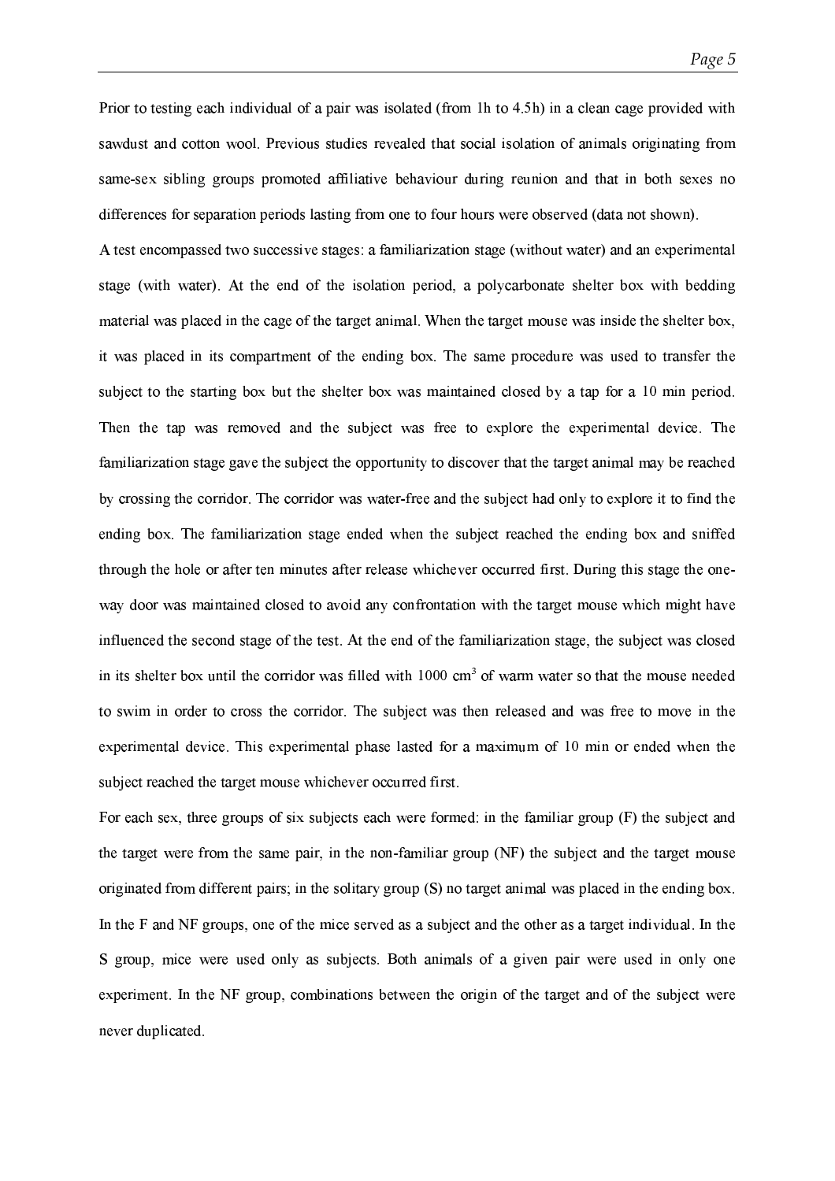Prior to testing each individual of a pair was isolated (from 1h to 4.5h) in a clean cage provided with sawdust and cotton wool. Previous studies revealed that social isolation of animals originating from same-sex sibling groups promoted affiliative behaviour during reunion and that in both sexes no differences for separation periods lasting from one to four hours were observed (data not shown).

A test encompassed two successive stages: a familiarization stage (without water) and an experimental stage (with water). At the end of the isolation period, a polycarbonate shelter box with bedding material was placed in the cage of the target animal. When the target mouse was inside the shelter box, it was placed in its compartment of the ending box. The same procedure was used to transfer the subject to the starting box but the shelter box was maintained closed by a tap for a 10 min period. Then the tap was removed and the subject was free to explore the experimental device. The familiarization stage gave the subject the opportunity to discover that the target animal may be reached by crossing the corridor. The corridor was water-free and the subject had only to explore it to find the ending box. The familiarization stage ended when the subject reached the ending box and sniffed through the hole or after ten minutes after release whichever occurred first. During this stage the one-way door was maintained closed to avoid any confrontation with the target mouse which might have influenced the second stage of the test. At the end of the familiarization stage, the subject was closed in its shelter box until the corridor was filled with 1000 $cm^3$ of warm water so that the mouse needed to swim in order to cross the corridor. The subject was then released and was free to move in the experimental device. This experimental phase lasted for a maximum of 10 min or ended when the subject reached the target mouse whichever occurred first.

For each sex, three groups of six subjects each were formed: in the familiar group (F) the subject and the target were from the same pair, in the non-familiar group (NF) the subject and the target mouse originated from different pairs; in the solitary group (S) no target animal was placed in the ending box. In the F and NF groups, one of the mice served as a subject and the other as a target individual. In the S group, mice were used only as subjects. Both animals of a given pair were used in only one experiment. In the NF group, combinations between the origin of the target and of the subject were never duplicated.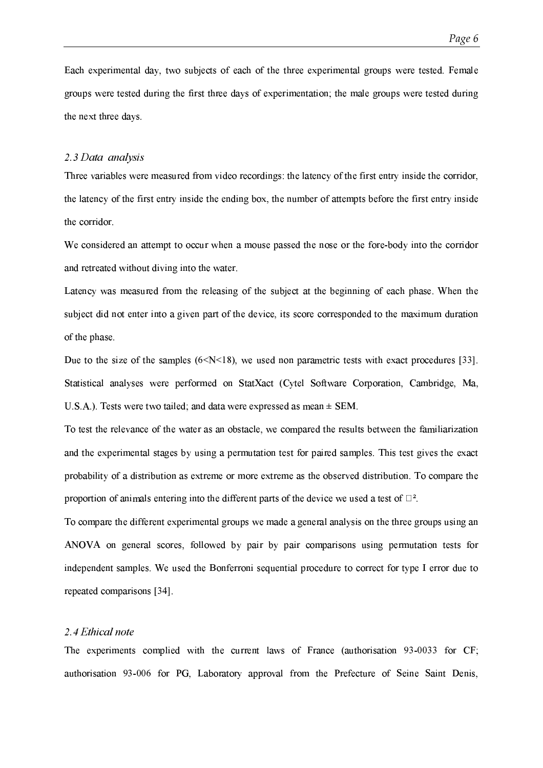Each experimental day, two subjects of each of the three experimental groups were tested. Female groups were tested during the first three days of experimentation; the male groups were tested during the next three days.

### *2.3 Data analysis*

Three variables were measured from video recordings: the latency of the first entry inside the corridor, the latency of the first entry inside the ending box, the number of attempts before the first entry inside the corridor.

We considered an attempt to occur when a mouse passed the nose or the fore-body into the corridor and retreated without diving into the water.

Latency was measured from the releasing of the subject at the beginning of each phase. When the subject did not enter into a given part of the device, its score corresponded to the maximum duration of the phase.

Due to the size of the samples ($6<N<18$), we used non parametric tests with exact procedures [33]. Statistical analyses were performed on StatXact (Cytel Software Corporation, Cambridge, Ma, U.S.A.). Tests were two tailed; and data were expressed as mean ± SEM.

To test the relevance of the water as an obstacle, we compared the results between the familiarization and the experimental stages by using a permutation test for paired samples. This test gives the exact probability of a distribution as extreme or more extreme as the observed distribution. To compare the proportion of animals entering into the different parts of the device we used a test of $\chi^2$.

To compare the different experimental groups we made a general analysis on the three groups using an ANOVA on general scores, followed by pair by pair comparisons using permutation tests for independent samples. We used the Bonferroni sequential procedure to correct for type I error due to repeated comparisons [34].

### *2.4 Ethical note*

The experiments complied with the current laws of France (authorisation 93-0033 for CF; authorisation 93-006 for PG, Laboratory approval from the Prefecture of Seine Saint Denis,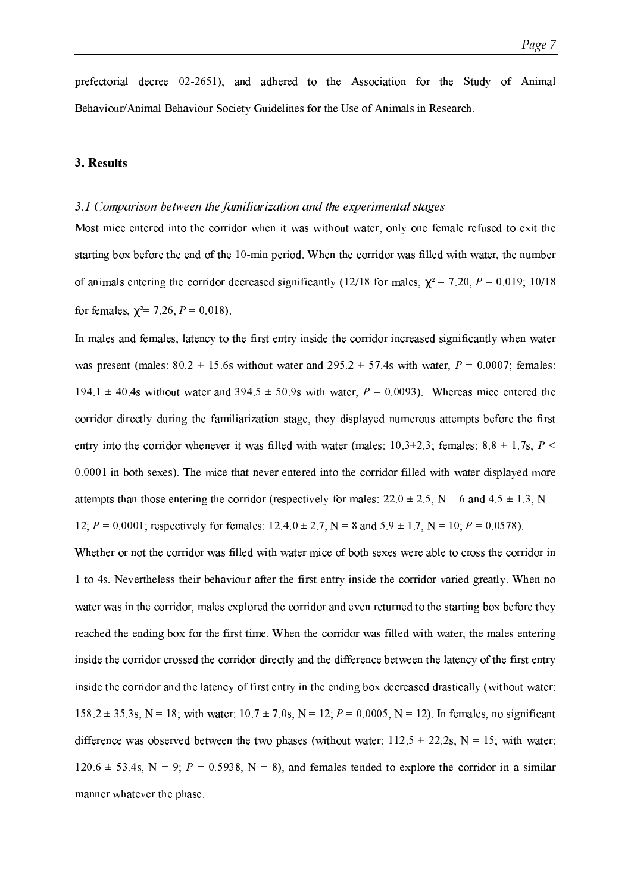prefectorial decree 02-2651), and adhered to the Association for the Study of Animal Behaviour/Animal Behaviour Society Guidelines for the Use of Animals in Research.

## 3. Results

### *3.1 Comparison between the familiarization and the experimental stages*

Most mice entered into the corridor when it was without water, only one female refused to exit the starting box before the end of the 10-min period. When the corridor was filled with water, the number of animals entering the corridor decreased significantly (12/18 for males, $\chi^2 = 7.20$, $P = 0.019$; 10/18 for females, $\chi^2 = 7.26$, $P = 0.018$).

In males and females, latency to the first entry inside the corridor increased significantly when water was present (males: 80.2 ± 15.6s without water and 295.2 ± 57.4s with water, $P = 0.0007$; females: 194.1 ± 40.4s without water and 394.5 ± 50.9s with water, $P = 0.0093$). Whereas mice entered the corridor directly during the familiarization stage, they displayed numerous attempts before the first entry into the corridor whenever it was filled with water (males: 10.3±2.3; females: 8.8 ± 1.7s, $P < 0.0001$ in both sexes). The mice that never entered into the corridor filled with water displayed more attempts than those entering the corridor (respectively for males: 22.0 ± 2.5, N = 6 and 4.5 ± 1.3, N = 12; $P = 0.0001$; respectively for females: 12.4.0 ± 2.7, N = 8 and 5.9 ± 1.7, N = 10; $P = 0.0578$).

Whether or not the corridor was filled with water mice of both sexes were able to cross the corridor in 1 to 4s. Nevertheless their behaviour after the first entry inside the corridor varied greatly. When no water was in the corridor, males explored the corridor and even returned to the starting box before they reached the ending box for the first time. When the corridor was filled with water, the males entering inside the corridor crossed the corridor directly and the difference between the latency of the first entry inside the corridor and the latency of first entry in the ending box decreased drastically (without water: 158.2 ± 35.3s, N = 18; with water: 10.7 ± 7.0s, N = 12; $P = 0.0005$, N = 12). In females, no significant difference was observed between the two phases (without water: 112.5 ± 22.2s, N = 15; with water: 120.6 ± 53.4s, N = 9; $P = 0.5938$, N = 8), and females tended to explore the corridor in a similar manner whatever the phase.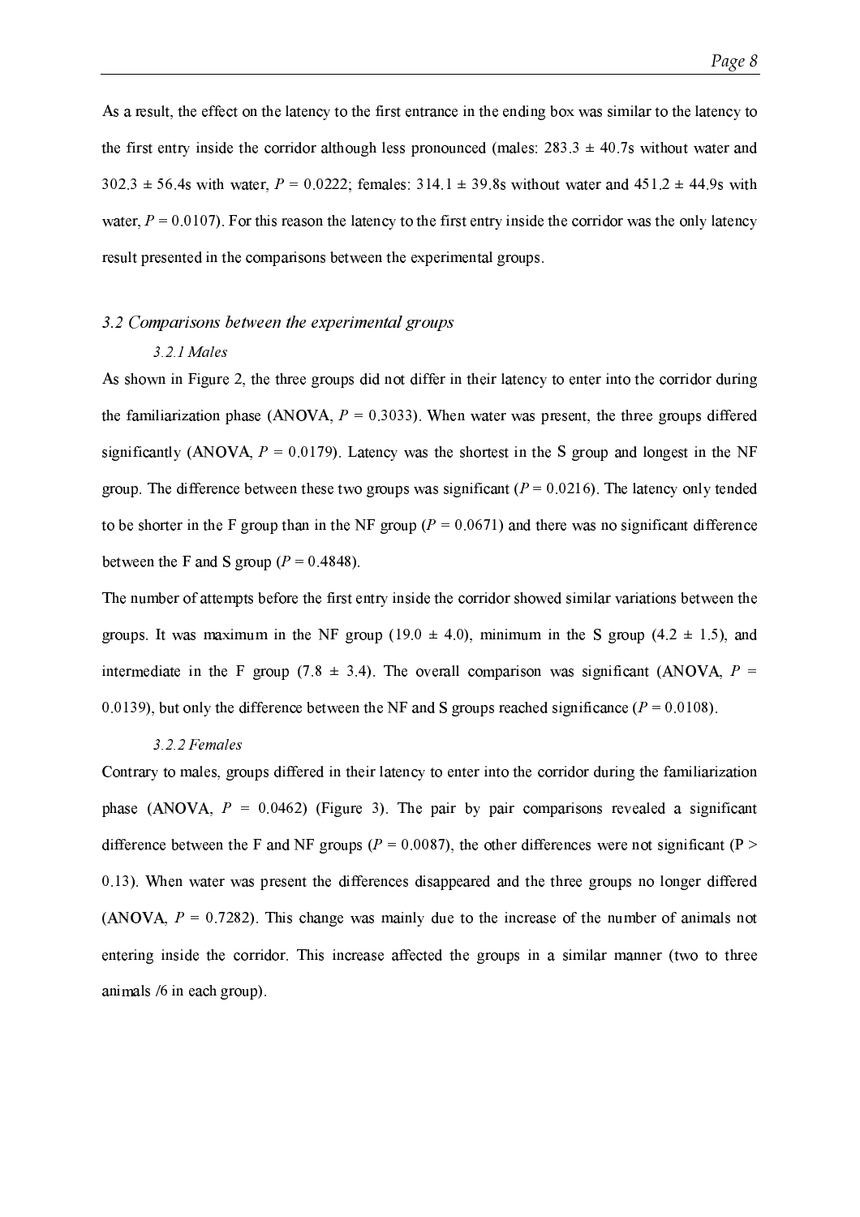As a result, the effect on the latency to the first entrance in the ending box was similar to the latency to the first entry inside the corridor although less pronounced (males: 283.3 ± 40.7s without water and 302.3 ± 56.4s with water, $P = 0.0222$; females: 314.1 ± 39.8s without water and 451.2 ± 44.9s with water, $P = 0.0107$). For this reason the latency to the first entry inside the corridor was the only latency result presented in the comparisons between the experimental groups.

### *3.2 Comparisons between the experimental groups*

#### *3.2.1 Males*

As shown in Figure 2, the three groups did not differ in their latency to enter into the corridor during the familiarization phase (ANOVA, $P = 0.3033$). When water was present, the three groups differed significantly (ANOVA, $P = 0.0179$). Latency was the shortest in the S group and longest in the NF group. The difference between these two groups was significant ($P = 0.0216$). The latency only tended to be shorter in the F group than in the NF group ($P = 0.0671$) and there was no significant difference between the F and S group ($P = 0.4848$).

The number of attempts before the first entry inside the corridor showed similar variations between the groups. It was maximum in the NF group (19.0 ± 4.0), minimum in the S group (4.2 ± 1.5), and intermediate in the F group (7.8 ± 3.4). The overall comparison was significant (ANOVA, $P = 0.0139$), but only the difference between the NF and S groups reached significance ($P = 0.0108$).

#### *3.2.2 Females*

Contrary to males, groups differed in their latency to enter into the corridor during the familiarization phase (ANOVA, $P = 0.0462$) (Figure 3). The pair by pair comparisons revealed a significant difference between the F and NF groups ($P = 0.0087$), the other differences were not significant ($P > 0.13$). When water was present the differences disappeared and the three groups no longer differed (ANOVA, $P = 0.7282$). This change was mainly due to the increase of the number of animals not entering inside the corridor. This increase affected the groups in a similar manner (two to three animals /6 in each group).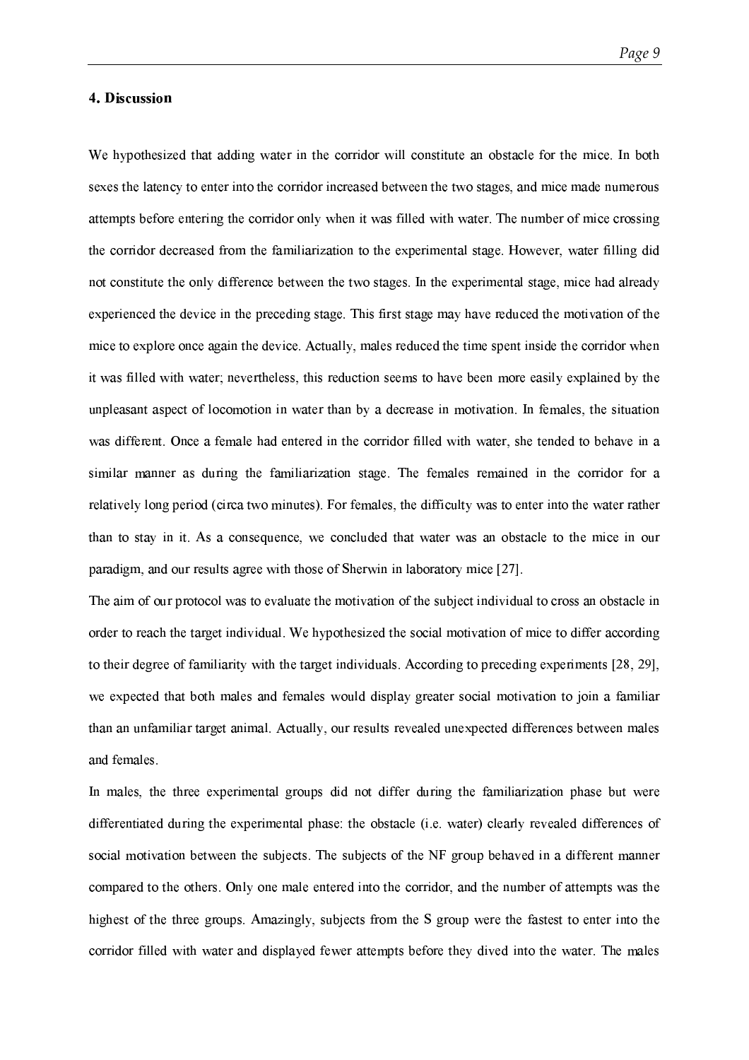## 4. Discussion

We hypothesized that adding water in the corridor will constitute an obstacle for the mice. In both sexes the latency to enter into the corridor increased between the two stages, and mice made numerous attempts before entering the corridor only when it was filled with water. The number of mice crossing the corridor decreased from the familiarization to the experimental stage. However, water filling did not constitute the only difference between the two stages. In the experimental stage, mice had already experienced the device in the preceding stage. This first stage may have reduced the motivation of the mice to explore once again the device. Actually, males reduced the time spent inside the corridor when it was filled with water; nevertheless, this reduction seems to have been more easily explained by the unpleasant aspect of locomotion in water than by a decrease in motivation. In females, the situation was different. Once a female had entered in the corridor filled with water, she tended to behave in a similar manner as during the familiarization stage. The females remained in the corridor for a relatively long period (circa two minutes). For females, the difficulty was to enter into the water rather than to stay in it. As a consequence, we concluded that water was an obstacle to the mice in our paradigm, and our results agree with those of Sherwin in laboratory mice [27].

The aim of our protocol was to evaluate the motivation of the subject individual to cross an obstacle in order to reach the target individual. We hypothesized the social motivation of mice to differ according to their degree of familiarity with the target individuals. According to preceding experiments [28, 29], we expected that both males and females would display greater social motivation to join a familiar than an unfamiliar target animal. Actually, our results revealed unexpected differences between males and females.

In males, the three experimental groups did not differ during the familiarization phase but were differentiated during the experimental phase: the obstacle (i.e. water) clearly revealed differences of social motivation between the subjects. The subjects of the NF group behaved in a different manner compared to the others. Only one male entered into the corridor, and the number of attempts was the highest of the three groups. Amazingly, subjects from the S group were the fastest to enter into the corridor filled with water and displayed fewer attempts before they dived into the water. The males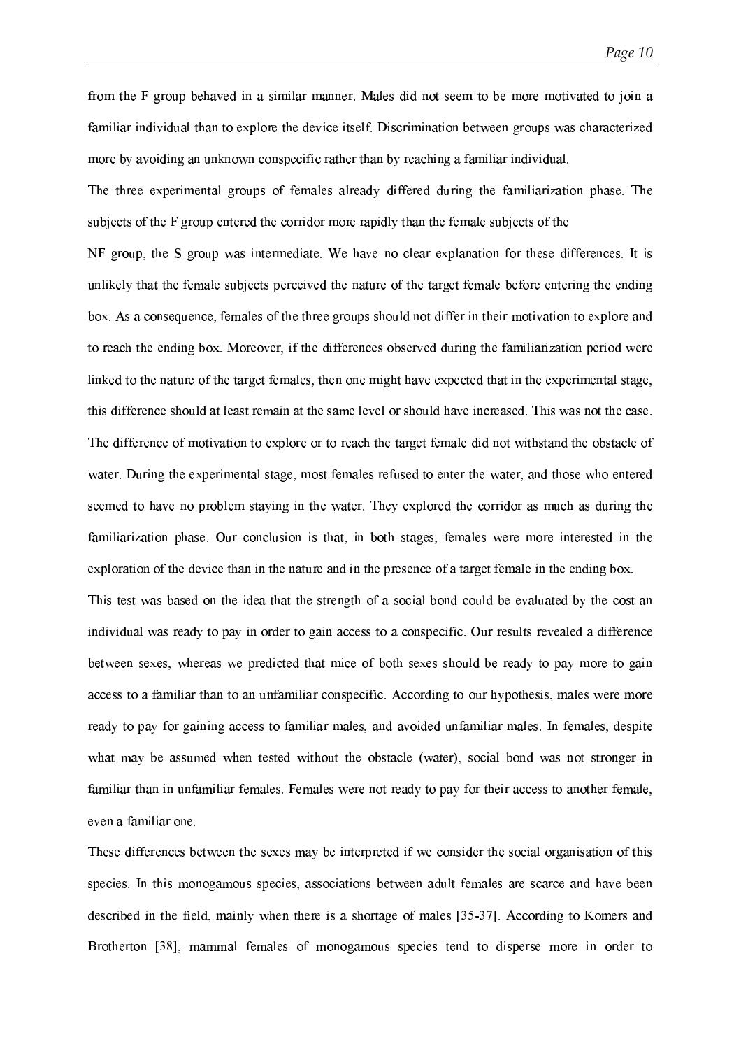from the F group behaved in a similar manner. Males did not seem to be more motivated to join a familiar individual than to explore the device itself. Discrimination between groups was characterized more by avoiding an unknown conspecific rather than by reaching a familiar individual.

The three experimental groups of females already differed during the familiarization phase. The subjects of the F group entered the corridor more rapidly than the female subjects of the NF group, the S group was intermediate. We have no clear explanation for these differences. It is unlikely that the female subjects perceived the nature of the target female before entering the ending box. As a consequence, females of the three groups should not differ in their motivation to explore and to reach the ending box. Moreover, if the differences observed during the familiarization period were linked to the nature of the target females, then one might have expected that in the experimental stage, this difference should at least remain at the same level or should have increased. This was not the case. The difference of motivation to explore or to reach the target female did not withstand the obstacle of water. During the experimental stage, most females refused to enter the water, and those who entered seemed to have no problem staying in the water. They explored the corridor as much as during the familiarization phase. Our conclusion is that, in both stages, females were more interested in the exploration of the device than in the nature and in the presence of a target female in the ending box.

This test was based on the idea that the strength of a social bond could be evaluated by the cost an individual was ready to pay in order to gain access to a conspecific. Our results revealed a difference between sexes, whereas we predicted that mice of both sexes should be ready to pay more to gain access to a familiar than to an unfamiliar conspecific. According to our hypothesis, males were more ready to pay for gaining access to familiar males, and avoided unfamiliar males. In females, despite what may be assumed when tested without the obstacle (water), social bond was not stronger in familiar than in unfamiliar females. Females were not ready to pay for their access to another female, even a familiar one.

These differences between the sexes may be interpreted if we consider the social organisation of this species. In this monogamous species, associations between adult females are scarce and have been described in the field, mainly when there is a shortage of males [35-37]. According to Komers and Brotherton [38], mammal females of monogamous species tend to disperse more in order to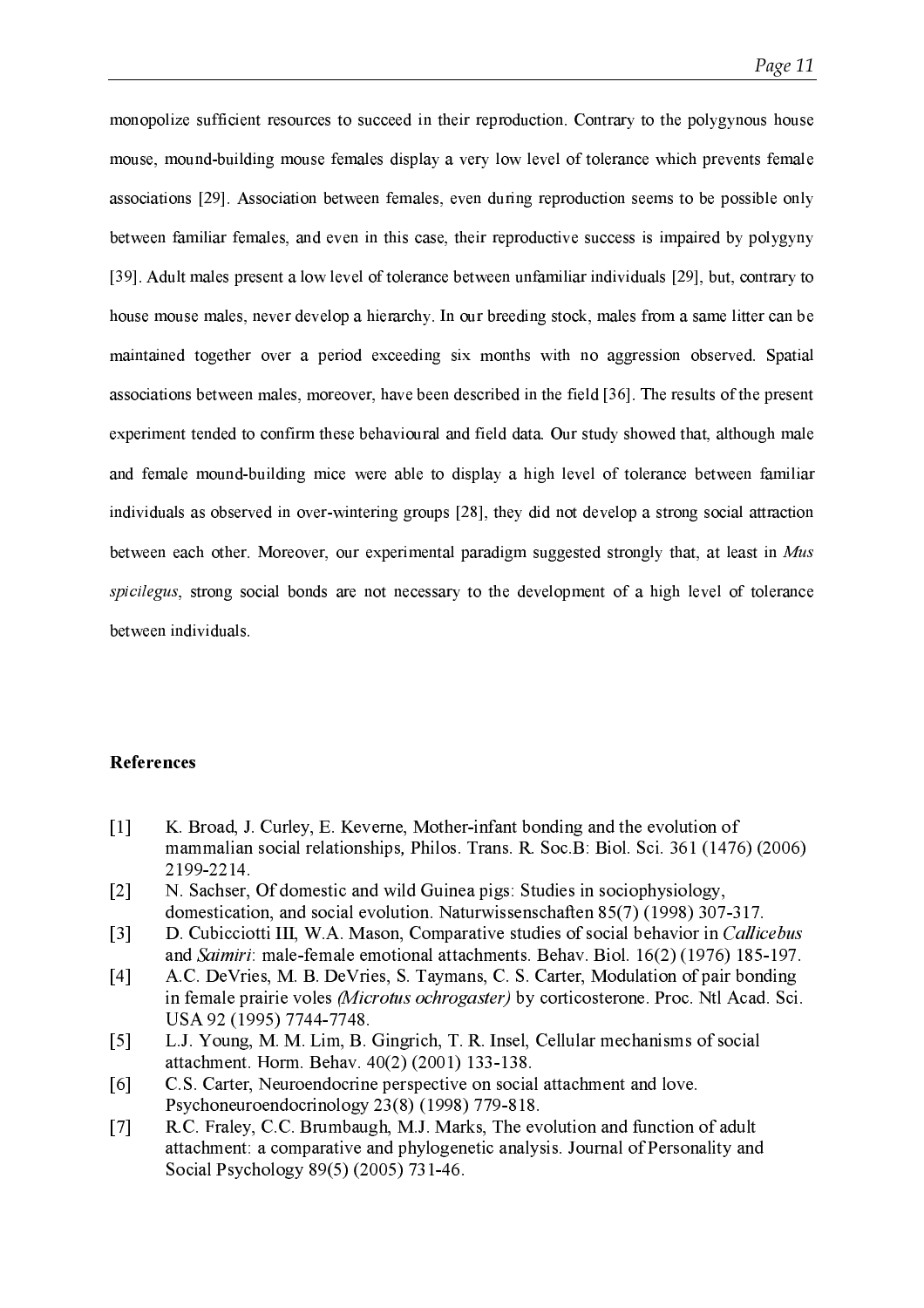monopolize sufficient resources to succeed in their reproduction. Contrary to the polygynous house mouse, mound-building mouse females display a very low level of tolerance which prevents female associations [29]. Association between females, even during reproduction seems to be possible only between familiar females, and even in this case, their reproductive success is impaired by polygyny [39]. Adult males present a low level of tolerance between unfamiliar individuals [29], but, contrary to house mouse males, never develop a hierarchy. In our breeding stock, males from a same litter can be maintained together over a period exceeding six months with no aggression observed. Spatial associations between males, moreover, have been described in the field [36]. The results of the present experiment tended to confirm these behavioural and field data. Our study showed that, although male and female mound-building mice were able to display a high level of tolerance between familiar individuals as observed in over-wintering groups [28], they did not develop a strong social attraction between each other. Moreover, our experimental paradigm suggested strongly that, at least in *Mus spicilegus*, strong social bonds are not necessary to the development of a high level of tolerance between individuals.

## References

[1] K. Broad, J. Curley, E. Keverne, Mother-infant bonding and the evolution of mammalian social relationships, Philos. Trans. R. Soc.B: Biol. Sci. 361 (1476) (2006) 2199-2214.

[2] N. Sachser, Of domestic and wild Guinea pigs: Studies in sociophysiology, domestication, and social evolution. Naturwissenschaften 85(7) (1998) 307-317.

[3] D. Cubicciotti III, W.A. Mason, Comparative studies of social behavior in *Callicebus* and *Saimiri*: male-female emotional attachments. Behav. Biol. 16(2) (1976) 185-197.

[4] A.C. DeVries, M. B. DeVries, S. Taymans, C. S. Carter, Modulation of pair bonding in female prairie voles *(Microtus ochrogaster)* by corticosterone. Proc. Ntl Acad. Sci. USA 92 (1995) 7744-7748.

[5] L.J. Young, M. M. Lim, B. Gingrich, T. R. Insel, Cellular mechanisms of social attachment. Horm. Behav. 40(2) (2001) 133-138.

[6] C.S. Carter, Neuroendocrine perspective on social attachment and love. Psychoneuroendocrinology 23(8) (1998) 779-818.

[7] R.C. Fraley, C.C. Brumbaugh, M.J. Marks, The evolution and function of adult attachment: a comparative and phylogenetic analysis. Journal of Personality and Social Psychology 89(5) (2005) 731-46.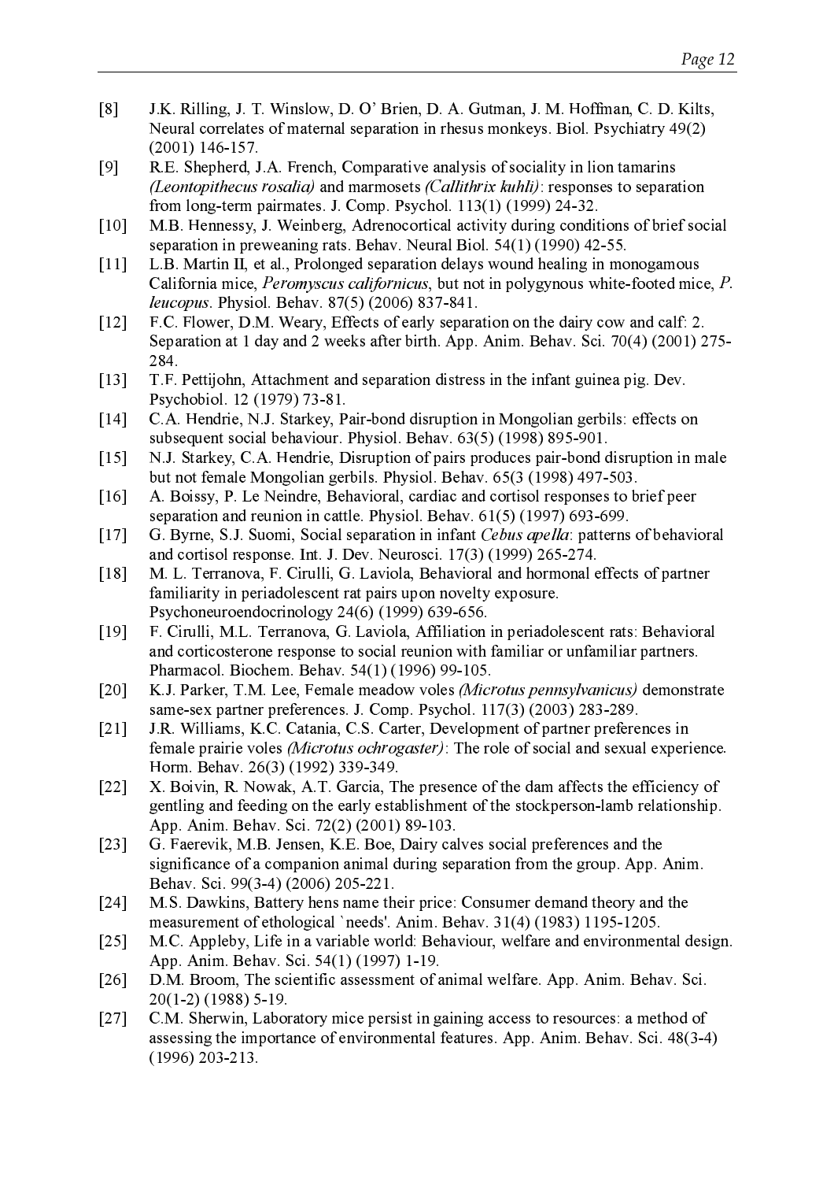[8] J.K. Rilling, J. T. Winslow, D. O' Brien, D. A. Gutman, J. M. Hoffman, C. D. Kilts, Neural correlates of maternal separation in rhesus monkeys. Biol. Psychiatry 49(2) (2001) 146-157.

[9] R.E. Shepherd, J.A. French, Comparative analysis of sociality in lion tamarins *(Leontopithecus rosalia)* and marmosets *(Callithrix kuhli)*: responses to separation from long-term pairmates. J. Comp. Psychol. 113(1) (1999) 24-32.

[10] M.B. Hennessy, J. Weinberg, Adrenocortical activity during conditions of brief social separation in preweaning rats. Behav. Neural Biol. 54(1) (1990) 42-55.

[11] L.B. Martin II, et al., Prolonged separation delays wound healing in monogamous California mice, *Peromyscus californicus*, but not in polygynous white-footed mice, *P. leucopus*. Physiol. Behav. 87(5) (2006) 837-841.

[12] F.C. Flower, D.M. Weary, Effects of early separation on the dairy cow and calf: 2. Separation at 1 day and 2 weeks after birth. App. Anim. Behav. Sci. 70(4) (2001) 275-284.

[13] T.F. Pettijohn, Attachment and separation distress in the infant guinea pig. Dev. Psychobiol. 12 (1979) 73-81.

[14] C.A. Hendrie, N.J. Starkey, Pair-bond disruption in Mongolian gerbils: effects on subsequent social behaviour. Physiol. Behav. 63(5) (1998) 895-901.

[15] N.J. Starkey, C.A. Hendrie, Disruption of pairs produces pair-bond disruption in male but not female Mongolian gerbils. Physiol. Behav. 65(3 (1998) 497-503.

[16] A. Boissy, P. Le Neindre, Behavioral, cardiac and cortisol responses to brief peer separation and reunion in cattle. Physiol. Behav. 61(5) (1997) 693-699.

[17] G. Byrne, S.J. Suomi, Social separation in infant *Cebus apella*: patterns of behavioral and cortisol response. Int. J. Dev. Neurosci. 17(3) (1999) 265-274.

[18] M. L. Terranova, F. Cirulli, G. Laviola, Behavioral and hormonal effects of partner familiarity in periadolescent rat pairs upon novelty exposure. Psychoneuroendocrinology 24(6) (1999) 639-656.

[19] F. Cirulli, M.L. Terranova, G. Laviola, Affiliation in periadolescent rats: Behavioral and corticosterone response to social reunion with familiar or unfamiliar partners. Pharmacol. Biochem. Behav. 54(1) (1996) 99-105.

[20] K.J. Parker, T.M. Lee, Female meadow voles *(Microtus pennsylvanicus)* demonstrate same-sex partner preferences. J. Comp. Psychol. 117(3) (2003) 283-289.

[21] J.R. Williams, K.C. Catania, C.S. Carter, Development of partner preferences in female prairie voles *(Microtus ochrogaster)*: The role of social and sexual experience. Horm. Behav. 26(3) (1992) 339-349.

[22] X. Boivin, R. Nowak, A.T. Garcia, The presence of the dam affects the efficiency of gentling and feeding on the early establishment of the stockperson-lamb relationship. App. Anim. Behav. Sci. 72(2) (2001) 89-103.

[23] G. Faerevik, M.B. Jensen, K.E. Boe, Dairy calves social preferences and the significance of a companion animal during separation from the group. App. Anim. Behav. Sci. 99(3-4) (2006) 205-221.

[24] M.S. Dawkins, Battery hens name their price: Consumer demand theory and the measurement of ethological `needs'. Anim. Behav. 31(4) (1983) 1195-1205.

[25] M.C. Appleby, Life in a variable world: Behaviour, welfare and environmental design. App. Anim. Behav. Sci. 54(1) (1997) 1-19.

[26] D.M. Broom, The scientific assessment of animal welfare. App. Anim. Behav. Sci. 20(1-2) (1988) 5-19.

[27] C.M. Sherwin, Laboratory mice persist in gaining access to resources: a method of assessing the importance of environmental features. App. Anim. Behav. Sci. 48(3-4) (1996) 203-213.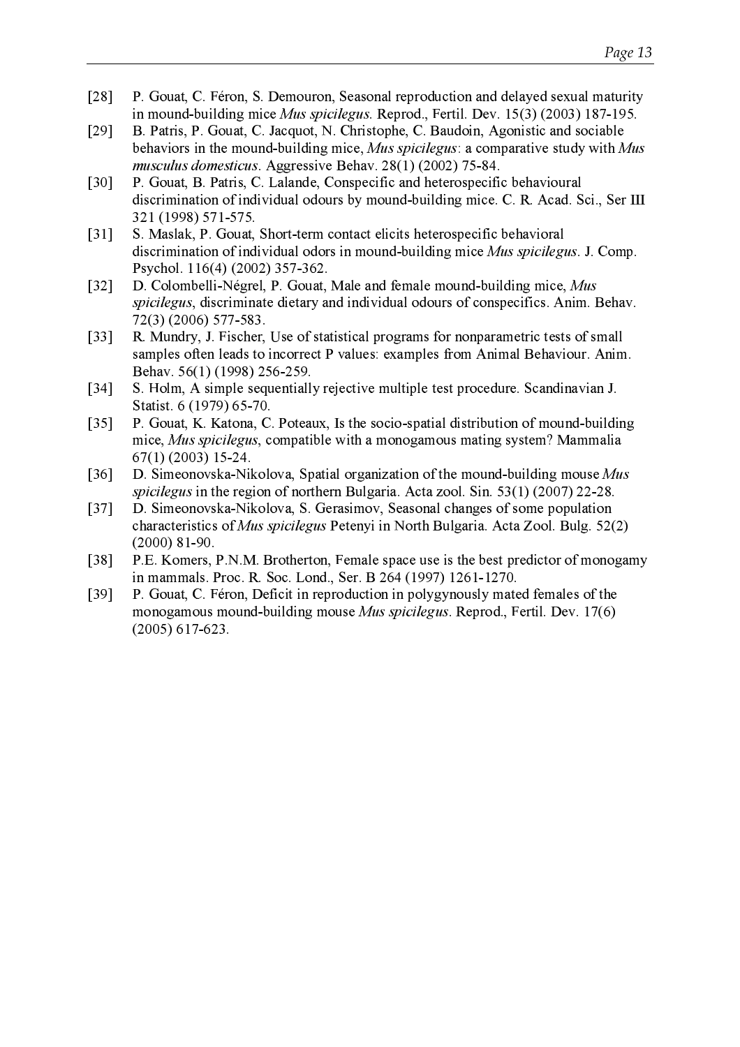[28] P. Gouat, C. Féron, S. Demouron, Seasonal reproduction and delayed sexual maturity in mound-building mice *Mus spicilegus*. Reprod., Fertil. Dev. 15(3) (2003) 187-195.

[29] B. Patris, P. Gouat, C. Jacquot, N. Christophe, C. Baudoin, Agonistic and sociable behaviors in the mound-building mice, *Mus spicilegus*: a comparative study with *Mus musculus domesticus*. Aggressive Behav. 28(1) (2002) 75-84.

[30] P. Gouat, B. Patris, C. Lalande, Conspecific and heterospecific behavioural discrimination of individual odours by mound-building mice. C. R. Acad. Sci., Ser III 321 (1998) 571-575.

[31] S. Maslak, P. Gouat, Short-term contact elicits heterospecific behavioral discrimination of individual odors in mound-building mice *Mus spicilegus*. J. Comp. Psychol. 116(4) (2002) 357-362.

[32] D. Colombelli-Négrel, P. Gouat, Male and female mound-building mice, *Mus spicilegus*, discriminate dietary and individual odours of conspecifics. Anim. Behav. 72(3) (2006) 577-583.

[33] R. Mundry, J. Fischer, Use of statistical programs for nonparametric tests of small samples often leads to incorrect P values: examples from Animal Behaviour. Anim. Behav. 56(1) (1998) 256-259.

[34] S. Holm, A simple sequentially rejective multiple test procedure. Scandinavian J. Statist. 6 (1979) 65-70.

[35] P. Gouat, K. Katona, C. Poteaux, Is the socio-spatial distribution of mound-building mice, *Mus spicilegus*, compatible with a monogamous mating system? Mammalia 67(1) (2003) 15-24.

[36] D. Simeonovska-Nikolova, Spatial organization of the mound-building mouse *Mus spicilegus* in the region of northern Bulgaria. Acta zool. Sin. 53(1) (2007) 22-28.

[37] D. Simeonovska-Nikolova, S. Gerasimov, Seasonal changes of some population characteristics of *Mus spicilegus* Petenyi in North Bulgaria. Acta Zool. Bulg. 52(2) (2000) 81-90.

[38] P.E. Komers, P.N.M. Brotherton, Female space use is the best predictor of monogamy in mammals. Proc. R. Soc. Lond., Ser. B 264 (1997) 1261-1270.

[39] P. Gouat, C. Féron, Deficit in reproduction in polygynously mated females of the monogamous mound-building mouse *Mus spicilegus*. Reprod., Fertil. Dev. 17(6) (2005) 617-623.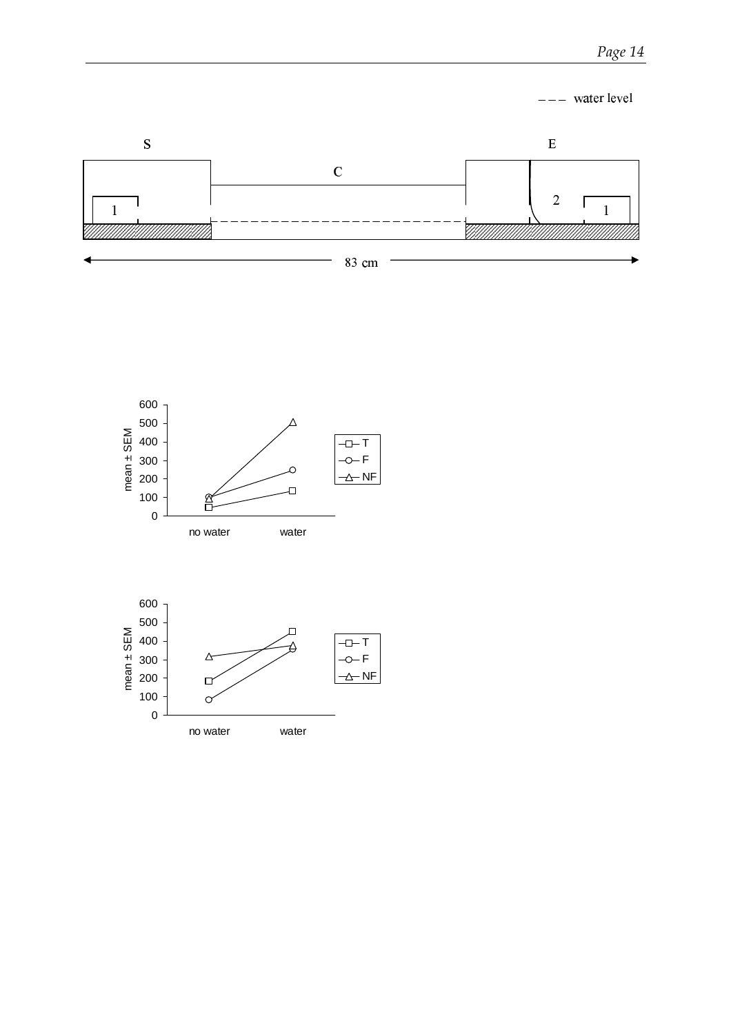--- water level

S

E

C

1

2

1

83 cm

600
500
400
300
200
100
0

mean ± SEM

no water

water

T
F
NF

600
500
400
300
200
100
0

mean ± SEM

no water

water

T
F
NF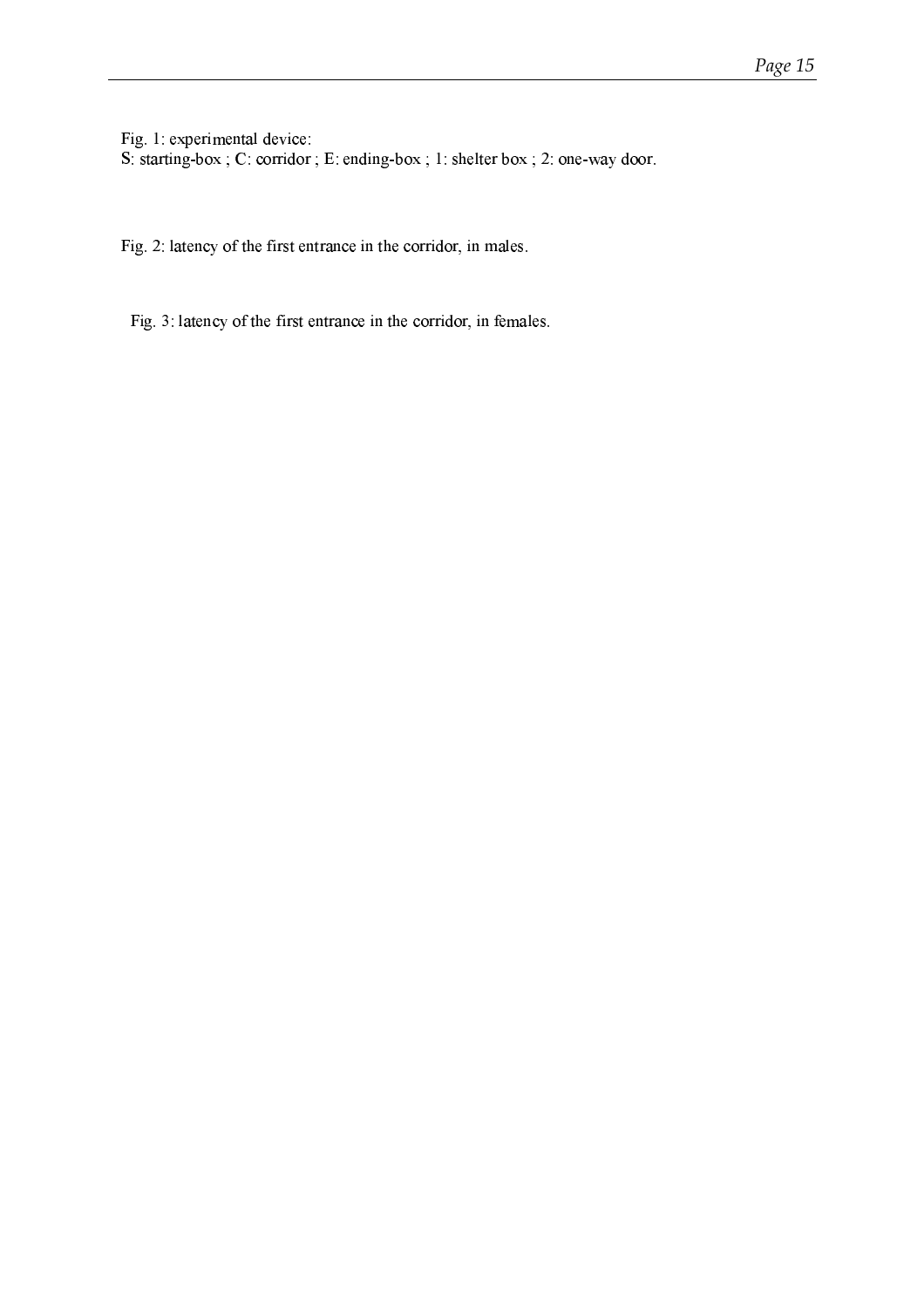Fig. 1: experimental device:
S: starting-box ; C: corridor ; E: ending-box ; 1: shelter box ; 2: one-way door.

Fig. 2: latency of the first entrance in the corridor, in males.

Fig. 3: latency of the first entrance in the corridor, in females.